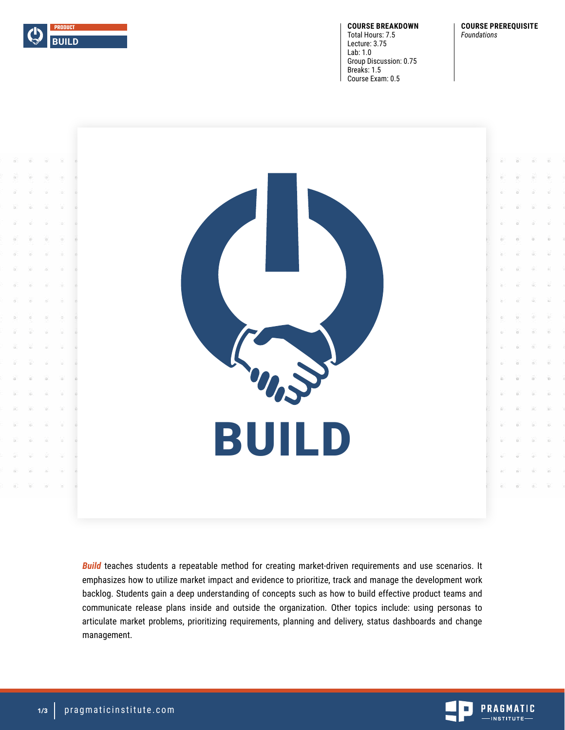PRODUCT

# BUILD

**COURSE BREAKDOWN**
Total Hours: 7.5
Lecture: 3.75
Lab: 1.0
Group Discussion: 0.75
Breaks: 1.5
Course Exam: 0.5

**COURSE PREREQUISITE**
*Foundations*

BUILD

***Build*** teaches students a repeatable method for creating market-driven requirements and use scenarios. It emphasizes how to utilize market impact and evidence to prioritize, track and manage the development work backlog. Students gain a deep understanding of concepts such as how to build effective product teams and communicate release plans inside and outside the organization. Other topics include: using personas to articulate market problems, prioritizing requirements, planning and delivery, status dashboards and change management.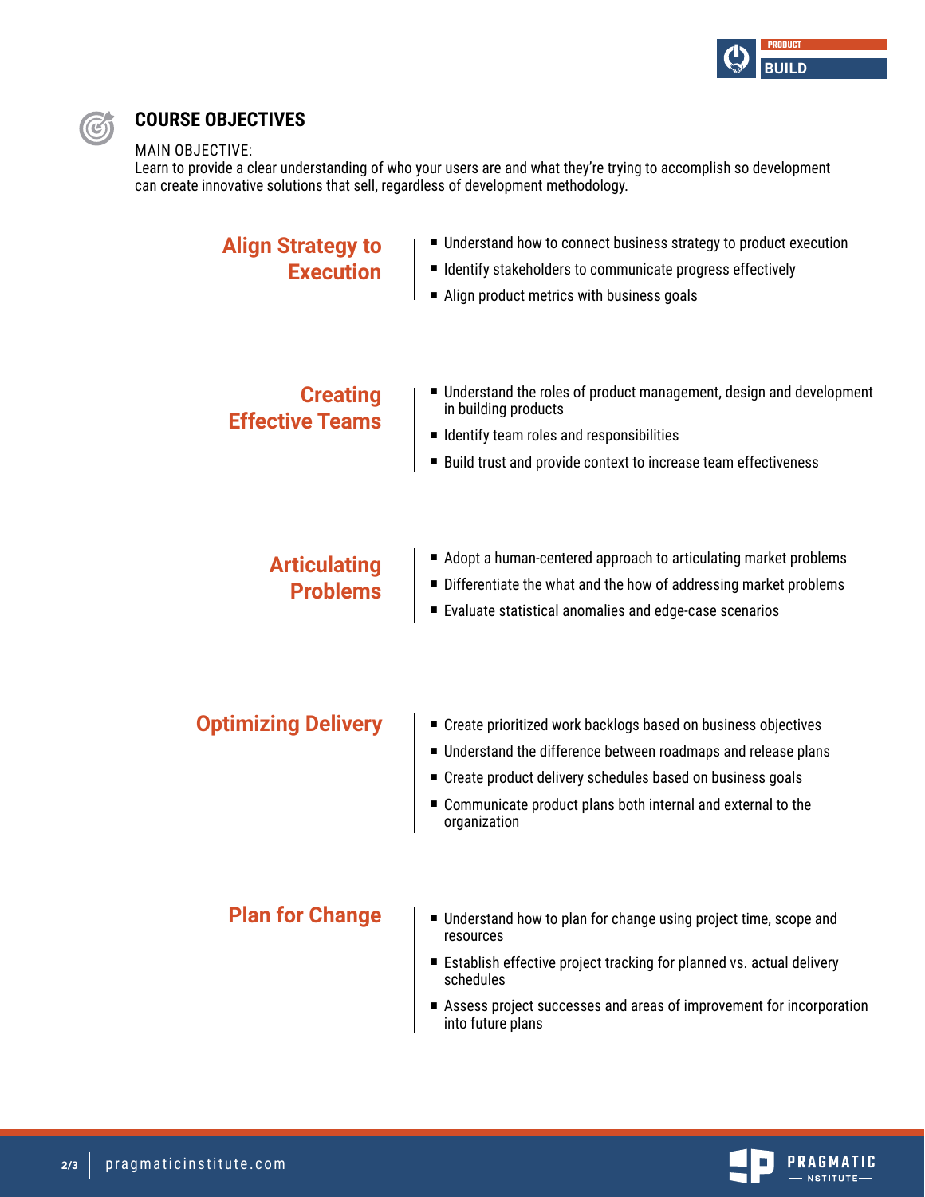## COURSE OBJECTIVES

MAIN OBJECTIVE:
Learn to provide a clear understanding of who your users are and what they're trying to accomplish so development can create innovative solutions that sell, regardless of development methodology.

### Align Strategy to Execution

- Understand how to connect business strategy to product execution
- Identify stakeholders to communicate progress effectively
- Align product metrics with business goals

### Creating Effective Teams

- Understand the roles of product management, design and development in building products
- Identify team roles and responsibilities
- Build trust and provide context to increase team effectiveness

### Articulating Problems

- Adopt a human-centered approach to articulating market problems
- Differentiate the what and the how of addressing market problems
- Evaluate statistical anomalies and edge-case scenarios

### Optimizing Delivery

- Create prioritized work backlogs based on business objectives
- Understand the difference between roadmaps and release plans
- Create product delivery schedules based on business goals
- Communicate product plans both internal and external to the organization

### Plan for Change

- Understand how to plan for change using project time, scope and resources
- Establish effective project tracking for planned vs. actual delivery schedules
- Assess project successes and areas of improvement for incorporation into future plans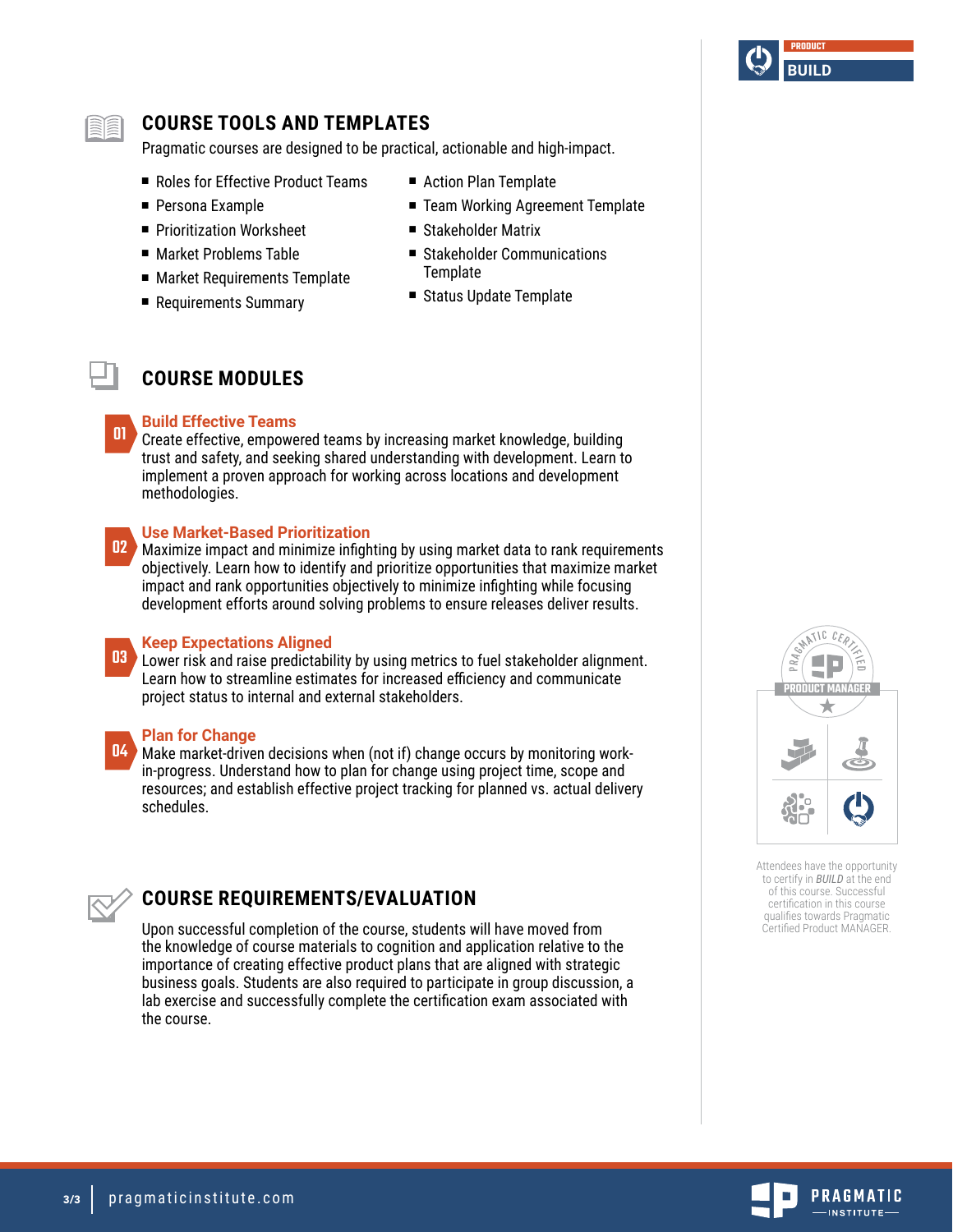## COURSE TOOLS AND TEMPLATES

Pragmatic courses are designed to be practical, actionable and high-impact.

- Roles for Effective Product Teams
- Persona Example
- Prioritization Worksheet
- Market Problems Table
- Market Requirements Template
- Requirements Summary
- Action Plan Template
- Team Working Agreement Template
- Stakeholder Matrix
- Stakeholder Communications Template
- Status Update Template

## COURSE MODULES

**01 Build Effective Teams**

Create effective, empowered teams by increasing market knowledge, building trust and safety, and seeking shared understanding with development. Learn to implement a proven approach for working across locations and development methodologies.

**02 Use Market-Based Prioritization**

Maximize impact and minimize infighting by using market data to rank requirements objectively. Learn how to identify and prioritize opportunities that maximize market impact and rank opportunities objectively to minimize infighting while focusing development efforts around solving problems to ensure releases deliver results.

**03 Keep Expectations Aligned**

Lower risk and raise predictability by using metrics to fuel stakeholder alignment. Learn how to streamline estimates for increased efficiency and communicate project status to internal and external stakeholders.

**04 Plan for Change**

Make market-driven decisions when (not if) change occurs by monitoring work-in-progress. Understand how to plan for change using project time, scope and resources; and establish effective project tracking for planned vs. actual delivery schedules.

## COURSE REQUIREMENTS/EVALUATION

Upon successful completion of the course, students will have moved from the knowledge of course materials to cognition and application relative to the importance of creating effective product plans that are aligned with strategic business goals. Students are also required to participate in group discussion, a lab exercise and successfully complete the certification exam associated with the course.

Attendees have the opportunity to certify in *BUILD* at the end of this course. Successful certification in this course qualifies towards Pragmatic Certified Product MANAGER.